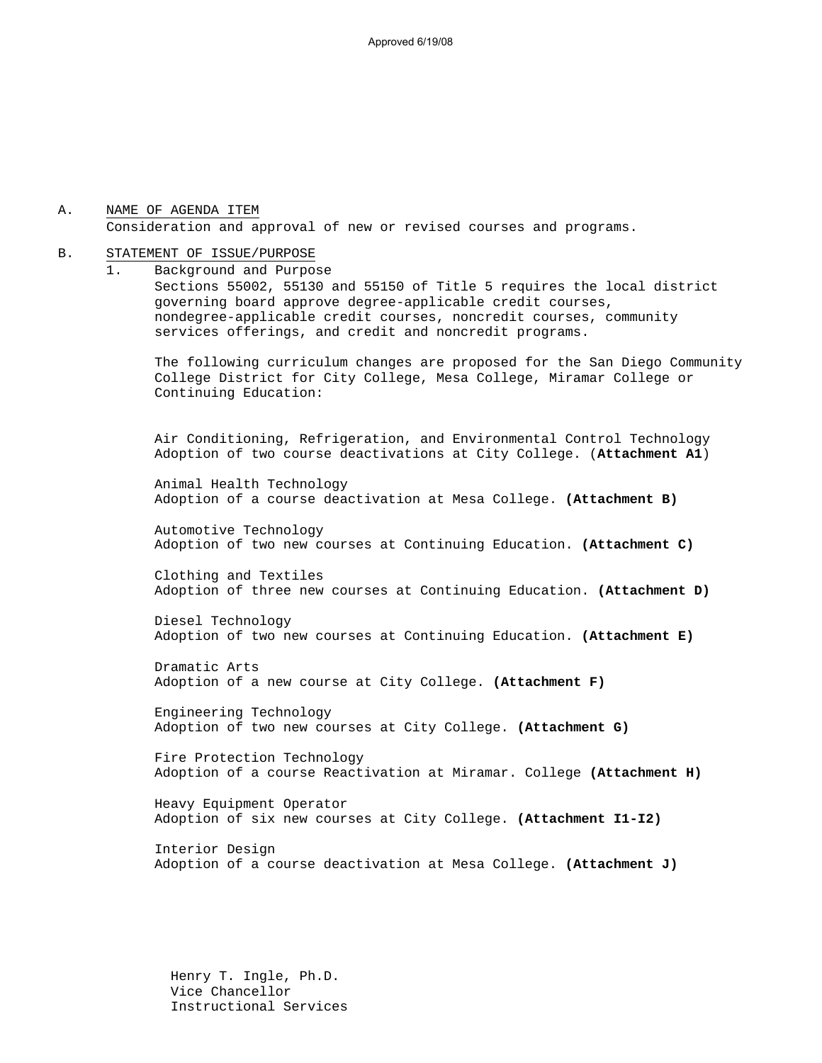Approved 6/19/08

A. NAME OF AGENDA ITEM

Consideration and approval of new or revised courses and programs.

B. STATEMENT OF ISSUE/PURPOSE

1. Background and Purpose

Sections 55002, 55130 and 55150 of Title 5 requires the local district governing board approve degree-applicable credit courses, nondegree-applicable credit courses, noncredit courses, community services offerings, and credit and noncredit programs.

The following curriculum changes are proposed for the San Diego Community College District for City College, Mesa College, Miramar College or Continuing Education:

Air Conditioning, Refrigeration, and Environmental Control Technology
Adoption of two course deactivations at City College. (**Attachment A1**)

Animal Health Technology
Adoption of a course deactivation at Mesa College. **(Attachment B)**

Automotive Technology
Adoption of two new courses at Continuing Education. **(Attachment C)**

Clothing and Textiles
Adoption of three new courses at Continuing Education. **(Attachment D)**

Diesel Technology
Adoption of two new courses at Continuing Education. **(Attachment E)**

Dramatic Arts
Adoption of a new course at City College. **(Attachment F)**

Engineering Technology
Adoption of two new courses at City College. **(Attachment G)**

Fire Protection Technology
Adoption of a course Reactivation at Miramar. College **(Attachment H)**

Heavy Equipment Operator
Adoption of six new courses at City College. **(Attachment I1-I2)**

Interior Design
Adoption of a course deactivation at Mesa College. **(Attachment J)**

Henry T. Ingle, Ph.D.
Vice Chancellor
Instructional Services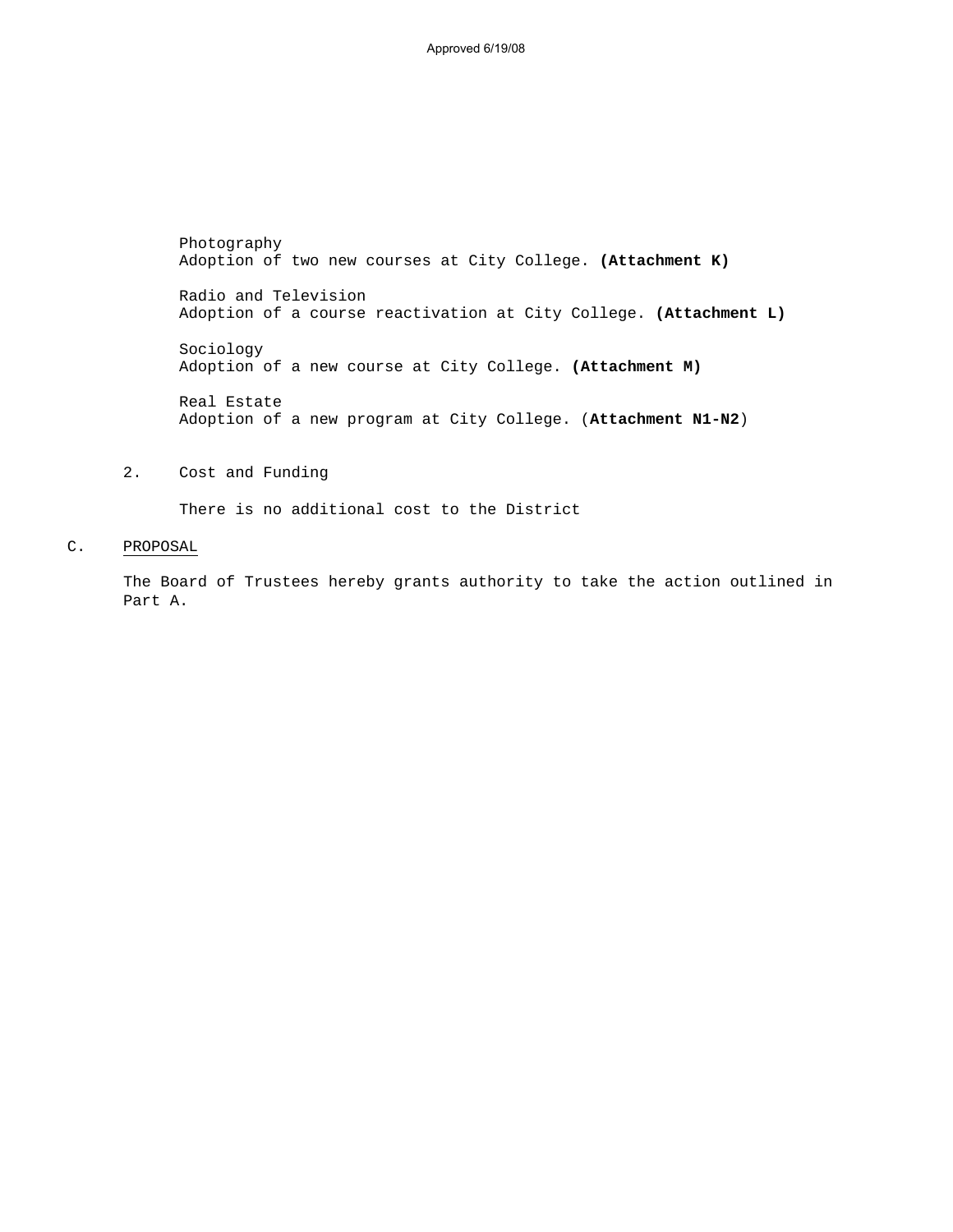Approved 6/19/08

Photography
Adoption of two new courses at City College. **(Attachment K)**

Radio and Television
Adoption of a course reactivation at City College. **(Attachment L)**

Sociology
Adoption of a new course at City College. **(Attachment M)**

Real Estate
Adoption of a new program at City College. (**Attachment N1-N2**)

2. Cost and Funding

There is no additional cost to the District

C. PROPOSAL

The Board of Trustees hereby grants authority to take the action outlined in Part A.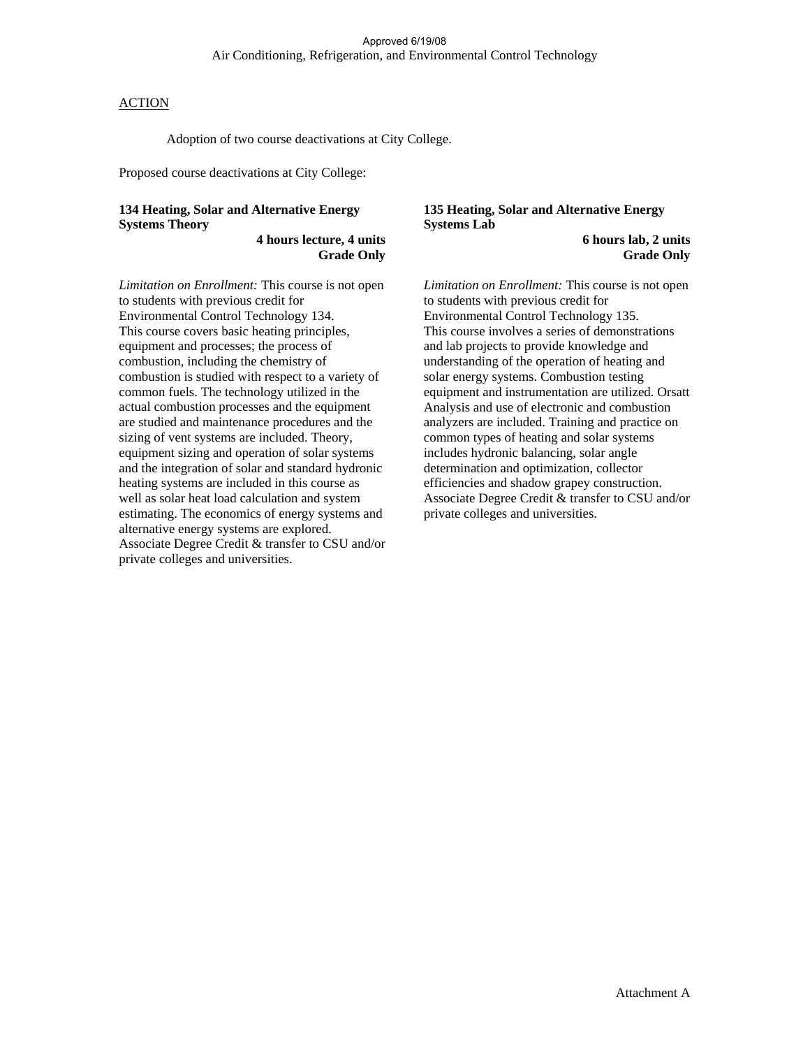Approved 6/19/08

Air Conditioning, Refrigeration, and Environmental Control Technology

ACTION

Adoption of two course deactivations at City College.

Proposed course deactivations at City College:

**134 Heating, Solar and Alternative Energy Systems Theory**

**4 hours lecture, 4 units**
**Grade Only**

*Limitation on Enrollment:* This course is not open to students with previous credit for Environmental Control Technology 134.
This course covers basic heating principles, equipment and processes; the process of combustion, including the chemistry of combustion is studied with respect to a variety of common fuels. The technology utilized in the actual combustion processes and the equipment are studied and maintenance procedures and the sizing of vent systems are included. Theory, equipment sizing and operation of solar systems and the integration of solar and standard hydronic heating systems are included in this course as well as solar heat load calculation and system estimating. The economics of energy systems and alternative energy systems are explored.
Associate Degree Credit & transfer to CSU and/or private colleges and universities.

**135 Heating, Solar and Alternative Energy Systems Lab**

**6 hours lab, 2 units**
**Grade Only**

*Limitation on Enrollment:* This course is not open to students with previous credit for Environmental Control Technology 135.
This course involves a series of demonstrations and lab projects to provide knowledge and understanding of the operation of heating and solar energy systems. Combustion testing equipment and instrumentation are utilized. Orsatt Analysis and use of electronic and combustion analyzers are included. Training and practice on common types of heating and solar systems includes hydronic balancing, solar angle determination and optimization, collector efficiencies and shadow grapey construction.
Associate Degree Credit & transfer to CSU and/or private colleges and universities.

Attachment A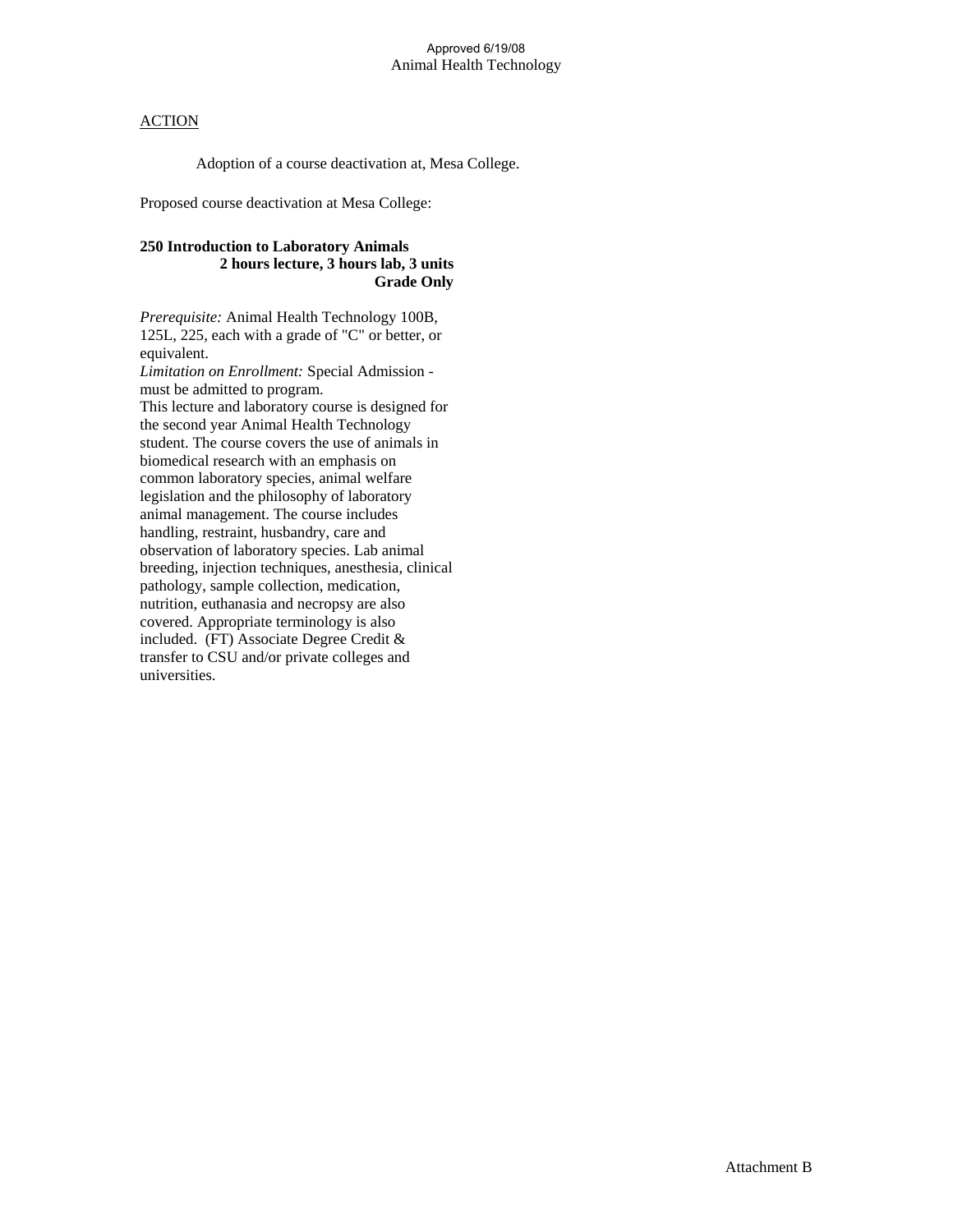Approved 6/19/08
Animal Health Technology

ACTION

Adoption of a course deactivation at, Mesa College.

Proposed course deactivation at Mesa College:

**250 Introduction to Laboratory Animals**
**2 hours lecture, 3 hours lab, 3 units**
**Grade Only**

*Prerequisite:* Animal Health Technology 100B, 125L, 225, each with a grade of "C" or better, or equivalent.
*Limitation on Enrollment:* Special Admission - must be admitted to program.
This lecture and laboratory course is designed for the second year Animal Health Technology student. The course covers the use of animals in biomedical research with an emphasis on common laboratory species, animal welfare legislation and the philosophy of laboratory animal management. The course includes handling, restraint, husbandry, care and observation of laboratory species. Lab animal breeding, injection techniques, anesthesia, clinical pathology, sample collection, medication, nutrition, euthanasia and necropsy are also covered. Appropriate terminology is also included. (FT) Associate Degree Credit & transfer to CSU and/or private colleges and universities.

Attachment B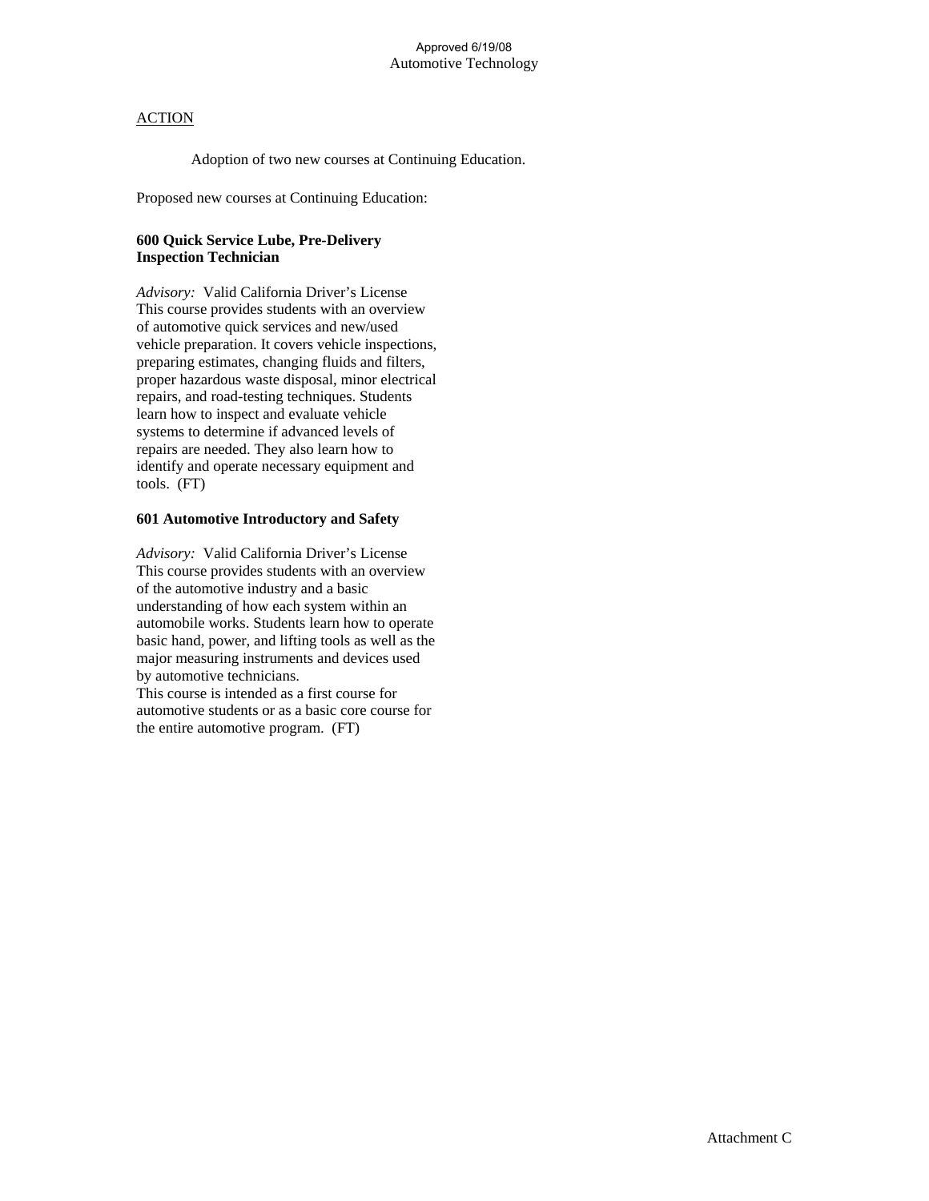Approved 6/19/08
Automotive Technology

ACTION

Adoption of two new courses at Continuing Education.

Proposed new courses at Continuing Education:

**600 Quick Service Lube, Pre-Delivery Inspection Technician**

*Advisory:* Valid California Driver's License
This course provides students with an overview of automotive quick services and new/used vehicle preparation. It covers vehicle inspections, preparing estimates, changing fluids and filters, proper hazardous waste disposal, minor electrical repairs, and road-testing techniques. Students learn how to inspect and evaluate vehicle systems to determine if advanced levels of repairs are needed. They also learn how to identify and operate necessary equipment and tools. (FT)

**601 Automotive Introductory and Safety**

*Advisory:* Valid California Driver's License
This course provides students with an overview of the automotive industry and a basic understanding of how each system within an automobile works. Students learn how to operate basic hand, power, and lifting tools as well as the major measuring instruments and devices used by automotive technicians.
This course is intended as a first course for automotive students or as a basic core course for the entire automotive program. (FT)

Attachment C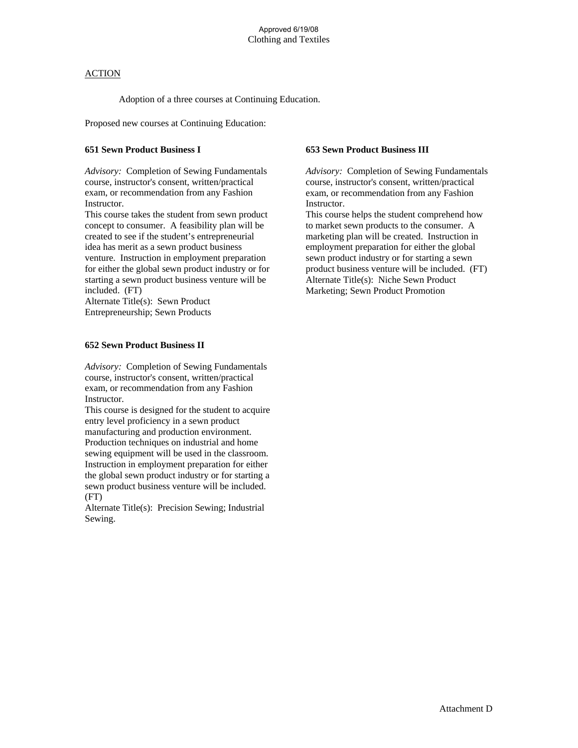Approved 6/19/08
Clothing and Textiles

ACTION

Adoption of a three courses at Continuing Education.

Proposed new courses at Continuing Education:

**651 Sewn Product Business I**

*Advisory:* Completion of Sewing Fundamentals course, instructor's consent, written/practical exam, or recommendation from any Fashion Instructor.
This course takes the student from sewn product concept to consumer. A feasibility plan will be created to see if the student's entrepreneurial idea has merit as a sewn product business venture. Instruction in employment preparation for either the global sewn product industry or for starting a sewn product business venture will be included. (FT)
Alternate Title(s): Sewn Product Entrepreneurship; Sewn Products

**652 Sewn Product Business II**

*Advisory:* Completion of Sewing Fundamentals course, instructor's consent, written/practical exam, or recommendation from any Fashion Instructor.
This course is designed for the student to acquire entry level proficiency in a sewn product manufacturing and production environment. Production techniques on industrial and home sewing equipment will be used in the classroom. Instruction in employment preparation for either the global sewn product industry or for starting a sewn product business venture will be included. (FT)
Alternate Title(s): Precision Sewing; Industrial Sewing.

**653 Sewn Product Business III**

*Advisory:* Completion of Sewing Fundamentals course, instructor's consent, written/practical exam, or recommendation from any Fashion Instructor.
This course helps the student comprehend how to market sewn products to the consumer. A marketing plan will be created. Instruction in employment preparation for either the global sewn product industry or for starting a sewn product business venture will be included. (FT)
Alternate Title(s): Niche Sewn Product Marketing; Sewn Product Promotion

Attachment D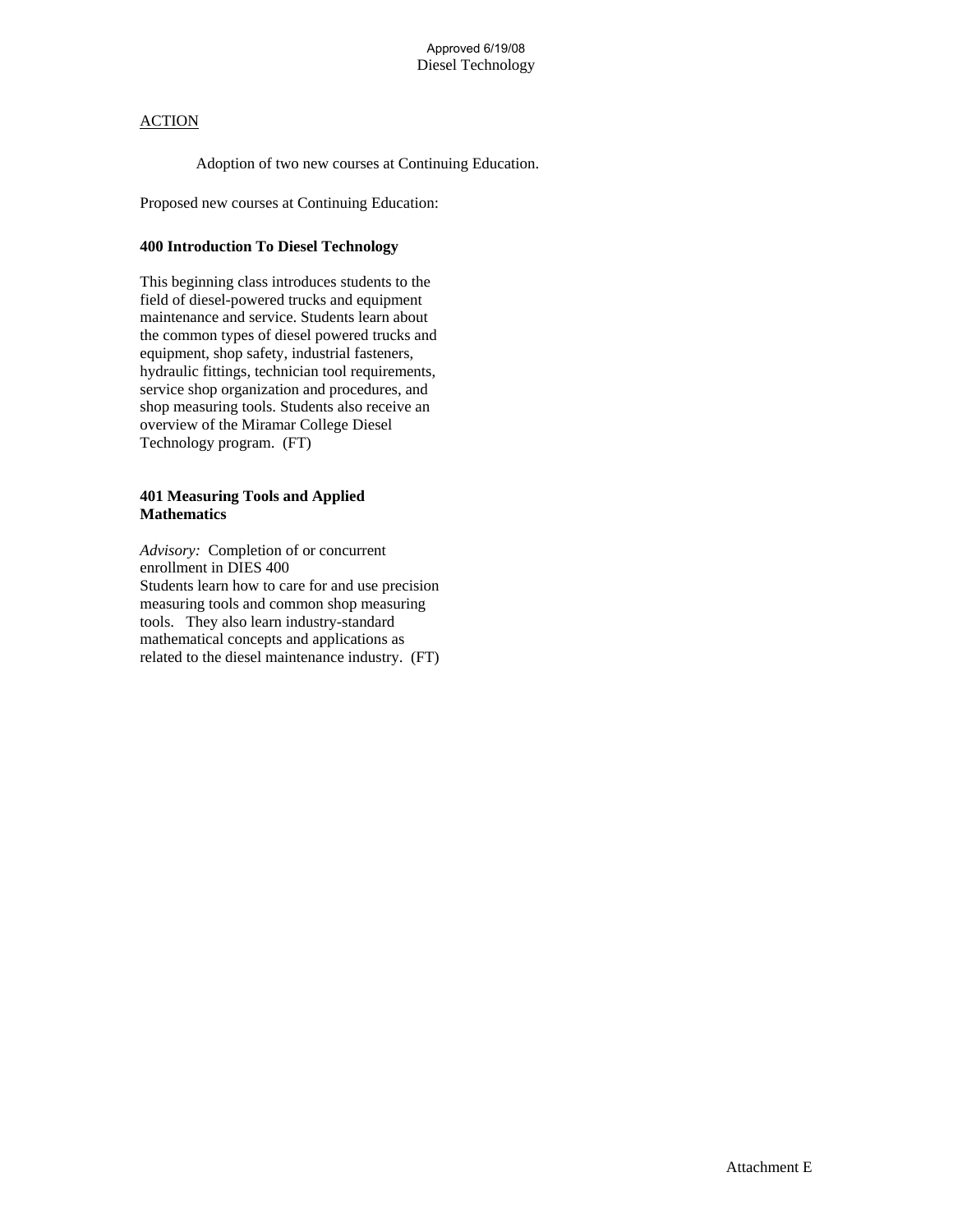Approved 6/19/08
Diesel Technology

ACTION

Adoption of two new courses at Continuing Education.

Proposed new courses at Continuing Education:

**400 Introduction To Diesel Technology**

This beginning class introduces students to the field of diesel-powered trucks and equipment maintenance and service. Students learn about the common types of diesel powered trucks and equipment, shop safety, industrial fasteners, hydraulic fittings, technician tool requirements, service shop organization and procedures, and shop measuring tools. Students also receive an overview of the Miramar College Diesel Technology program. (FT)

**401 Measuring Tools and Applied Mathematics**

*Advisory:* Completion of or concurrent enrollment in DIES 400
Students learn how to care for and use precision measuring tools and common shop measuring tools. They also learn industry-standard mathematical concepts and applications as related to the diesel maintenance industry. (FT)

Attachment E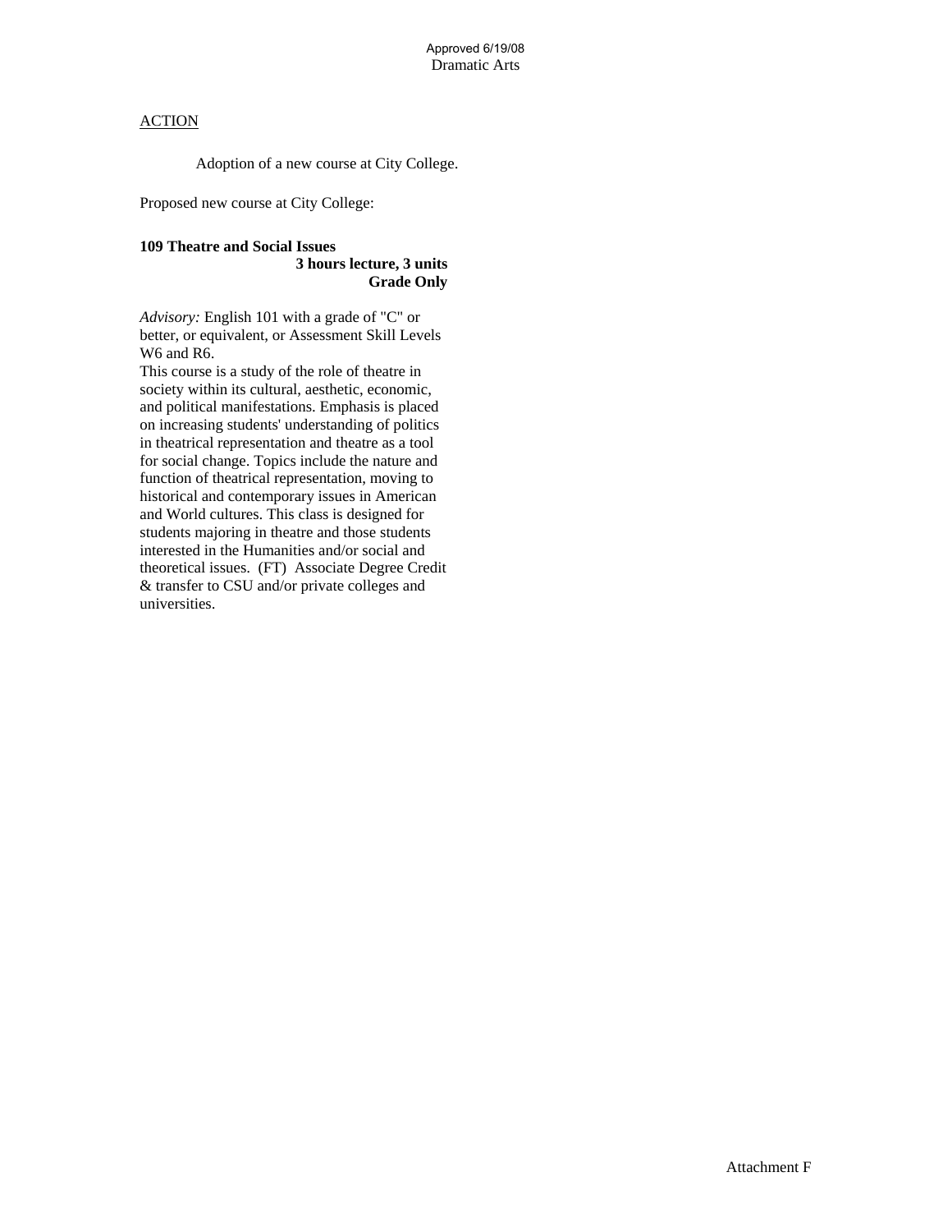Approved 6/19/08
Dramatic Arts

ACTION

Adoption of a new course at City College.

Proposed new course at City College:

**109 Theatre and Social Issues**
**3 hours lecture, 3 units**
**Grade Only**

*Advisory:* English 101 with a grade of "C" or better, or equivalent, or Assessment Skill Levels W6 and R6.
This course is a study of the role of theatre in society within its cultural, aesthetic, economic, and political manifestations. Emphasis is placed on increasing students' understanding of politics in theatrical representation and theatre as a tool for social change. Topics include the nature and function of theatrical representation, moving to historical and contemporary issues in American and World cultures. This class is designed for students majoring in theatre and those students interested in the Humanities and/or social and theoretical issues. (FT) Associate Degree Credit & transfer to CSU and/or private colleges and universities.

Attachment F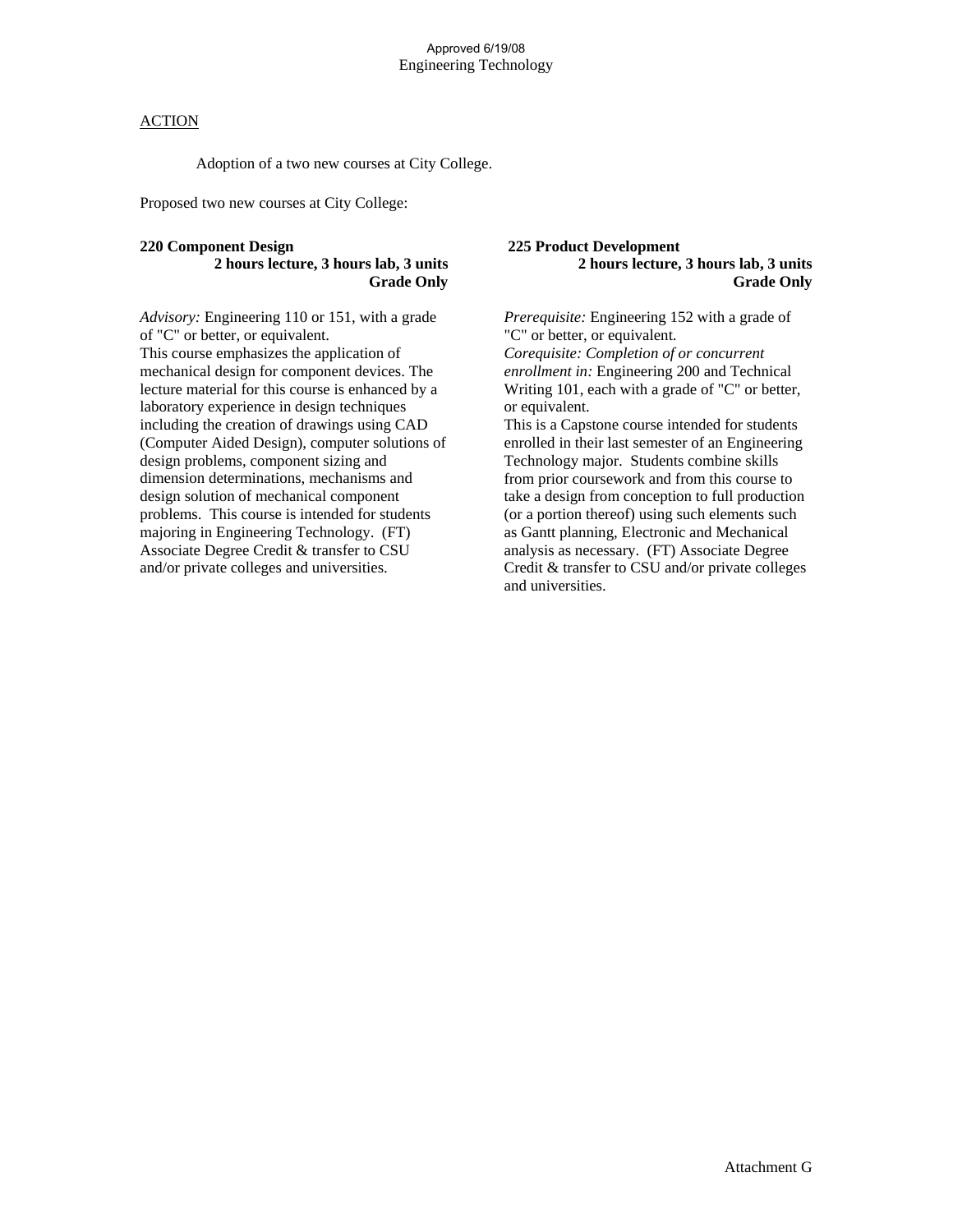Approved 6/19/08

Engineering Technology

ACTION

Adoption of a two new courses at City College.

Proposed two new courses at City College:

**220 Component Design**
**2 hours lecture, 3 hours lab, 3 units**
**Grade Only**

*Advisory:* Engineering 110 or 151, with a grade of "C" or better, or equivalent.
This course emphasizes the application of mechanical design for component devices. The lecture material for this course is enhanced by a laboratory experience in design techniques including the creation of drawings using CAD (Computer Aided Design), computer solutions of design problems, component sizing and dimension determinations, mechanisms and design solution of mechanical component problems. This course is intended for students majoring in Engineering Technology. (FT) Associate Degree Credit & transfer to CSU and/or private colleges and universities.

**225 Product Development**
**2 hours lecture, 3 hours lab, 3 units**
**Grade Only**

*Prerequisite:* Engineering 152 with a grade of "C" or better, or equivalent.
*Corequisite: Completion of or concurrent enrollment in:* Engineering 200 and Technical Writing 101, each with a grade of "C" or better, or equivalent.
This is a Capstone course intended for students enrolled in their last semester of an Engineering Technology major. Students combine skills from prior coursework and from this course to take a design from conception to full production (or a portion thereof) using such elements such as Gantt planning, Electronic and Mechanical analysis as necessary. (FT) Associate Degree Credit & transfer to CSU and/or private colleges and universities.

Attachment G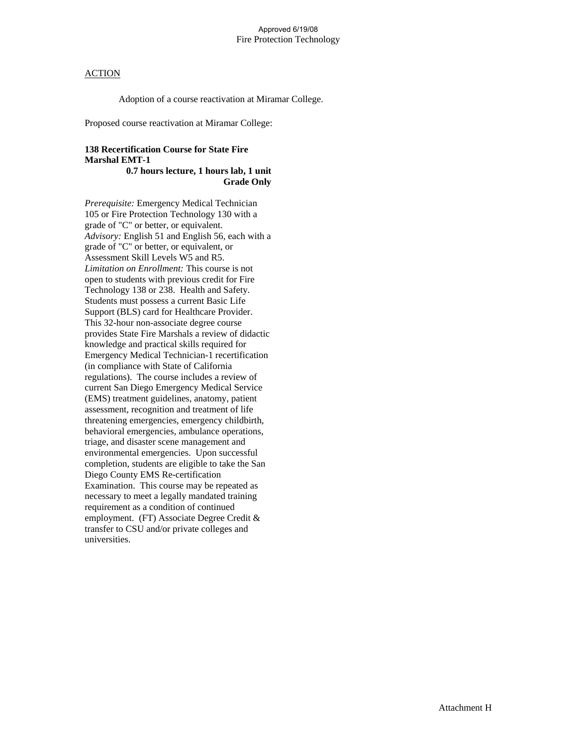Approved 6/19/08
Fire Protection Technology

ACTION

Adoption of a course reactivation at Miramar College.

Proposed course reactivation at Miramar College:

**138 Recertification Course for State Fire Marshal EMT-1**
**0.7 hours lecture, 1 hours lab, 1 unit**
**Grade Only**

*Prerequisite:* Emergency Medical Technician 105 or Fire Protection Technology 130 with a grade of "C" or better, or equivalent.
*Advisory:* English 51 and English 56, each with a grade of "C" or better, or equivalent, or Assessment Skill Levels W5 and R5.
*Limitation on Enrollment:* This course is not open to students with previous credit for Fire Technology 138 or 238. Health and Safety. Students must possess a current Basic Life Support (BLS) card for Healthcare Provider. This 32-hour non-associate degree course provides State Fire Marshals a review of didactic knowledge and practical skills required for Emergency Medical Technician-1 recertification (in compliance with State of California regulations). The course includes a review of current San Diego Emergency Medical Service (EMS) treatment guidelines, anatomy, patient assessment, recognition and treatment of life threatening emergencies, emergency childbirth, behavioral emergencies, ambulance operations, triage, and disaster scene management and environmental emergencies. Upon successful completion, students are eligible to take the San Diego County EMS Re-certification Examination. This course may be repeated as necessary to meet a legally mandated training requirement as a condition of continued employment. (FT) Associate Degree Credit & transfer to CSU and/or private colleges and universities.

Attachment H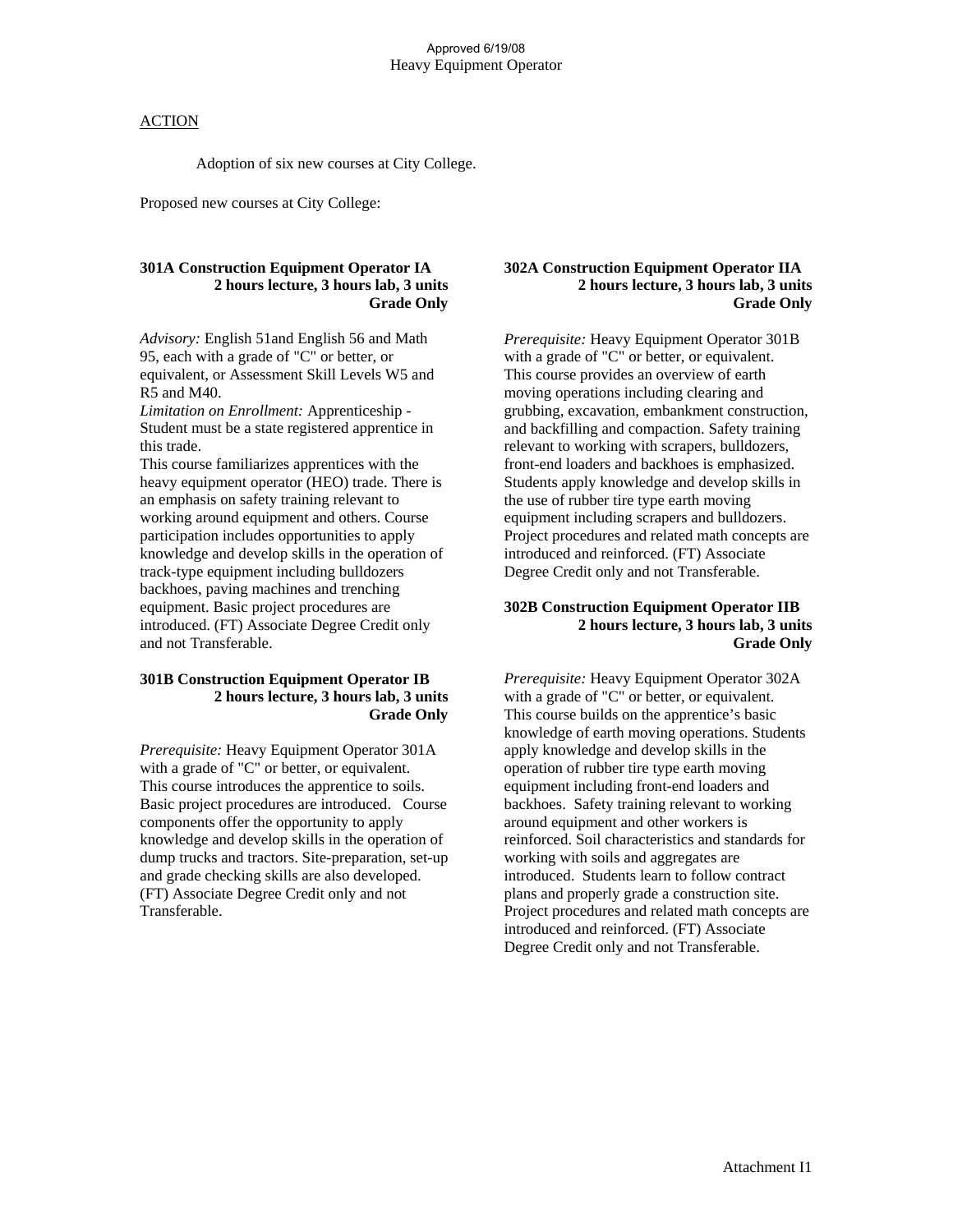Approved 6/19/08
Heavy Equipment Operator

ACTION

Adoption of six new courses at City College.

Proposed new courses at City College:

**301A Construction Equipment Operator IA**
**2 hours lecture, 3 hours lab, 3 units**
**Grade Only**

*Advisory:* English 51and English 56 and Math 95, each with a grade of "C" or better, or equivalent, or Assessment Skill Levels W5 and R5 and M40.
*Limitation on Enrollment:* Apprenticeship - Student must be a state registered apprentice in this trade.
This course familiarizes apprentices with the heavy equipment operator (HEO) trade. There is an emphasis on safety training relevant to working around equipment and others. Course participation includes opportunities to apply knowledge and develop skills in the operation of track-type equipment including bulldozers backhoes, paving machines and trenching equipment. Basic project procedures are introduced. (FT) Associate Degree Credit only and not Transferable.

**301B Construction Equipment Operator IB**
**2 hours lecture, 3 hours lab, 3 units**
**Grade Only**

*Prerequisite:* Heavy Equipment Operator 301A with a grade of "C" or better, or equivalent.
This course introduces the apprentice to soils. Basic project procedures are introduced. Course components offer the opportunity to apply knowledge and develop skills in the operation of dump trucks and tractors. Site-preparation, set-up and grade checking skills are also developed. (FT) Associate Degree Credit only and not Transferable.

**302A Construction Equipment Operator IIA**
**2 hours lecture, 3 hours lab, 3 units**
**Grade Only**

*Prerequisite:* Heavy Equipment Operator 301B with a grade of "C" or better, or equivalent.
This course provides an overview of earth moving operations including clearing and grubbing, excavation, embankment construction, and backfilling and compaction. Safety training relevant to working with scrapers, bulldozers, front-end loaders and backhoes is emphasized. Students apply knowledge and develop skills in the use of rubber tire type earth moving equipment including scrapers and bulldozers. Project procedures and related math concepts are introduced and reinforced. (FT) Associate Degree Credit only and not Transferable.

**302B Construction Equipment Operator IIB**
**2 hours lecture, 3 hours lab, 3 units**
**Grade Only**

*Prerequisite:* Heavy Equipment Operator 302A with a grade of "C" or better, or equivalent.
This course builds on the apprentice's basic knowledge of earth moving operations. Students apply knowledge and develop skills in the operation of rubber tire type earth moving equipment including front-end loaders and backhoes. Safety training relevant to working around equipment and other workers is reinforced. Soil characteristics and standards for working with soils and aggregates are introduced. Students learn to follow contract plans and properly grade a construction site. Project procedures and related math concepts are introduced and reinforced. (FT) Associate Degree Credit only and not Transferable.

Attachment I1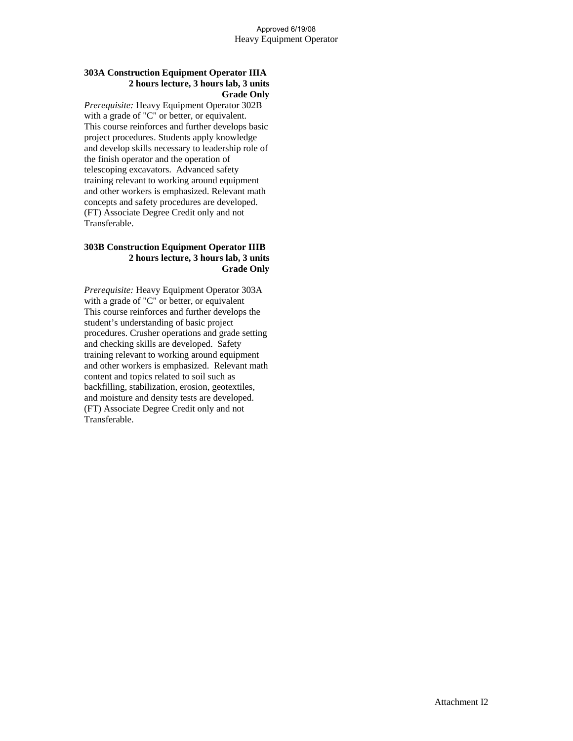### 303A Construction Equipment Operator IIIA

**2 hours lecture, 3 hours lab, 3 units**
**Grade Only**

*Prerequisite:* Heavy Equipment Operator 302B with a grade of "C" or better, or equivalent. This course reinforces and further develops basic project procedures. Students apply knowledge and develop skills necessary to leadership role of the finish operator and the operation of telescoping excavators. Advanced safety training relevant to working around equipment and other workers is emphasized. Relevant math concepts and safety procedures are developed. (FT) Associate Degree Credit only and not Transferable.

### 303B Construction Equipment Operator IIIB

**2 hours lecture, 3 hours lab, 3 units**
**Grade Only**

*Prerequisite:* Heavy Equipment Operator 303A with a grade of "C" or better, or equivalent This course reinforces and further develops the student's understanding of basic project procedures. Crusher operations and grade setting and checking skills are developed. Safety training relevant to working around equipment and other workers is emphasized. Relevant math content and topics related to soil such as backfilling, stabilization, erosion, geotextiles, and moisture and density tests are developed. (FT) Associate Degree Credit only and not Transferable.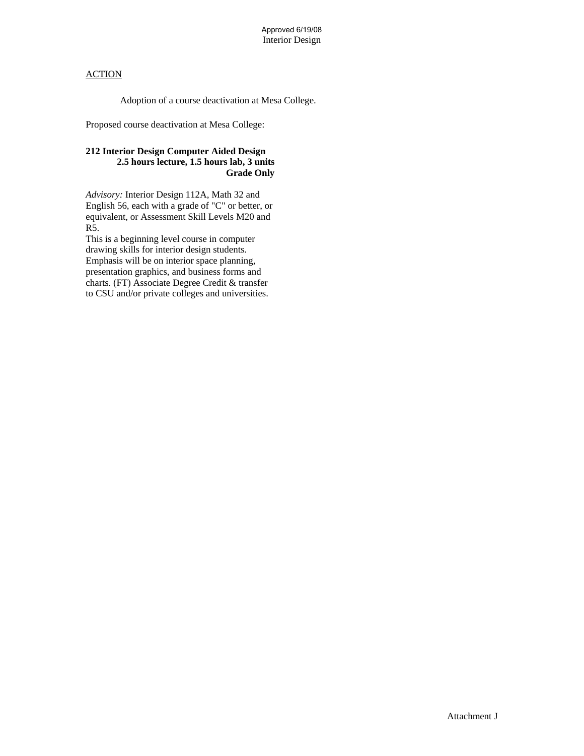Approved 6/19/08
Interior Design

<u>ACTION</u>

Adoption of a course deactivation at Mesa College.

Proposed course deactivation at Mesa College:

**212 Interior Design Computer Aided Design**
**2.5 hours lecture, 1.5 hours lab, 3 units**
**Grade Only**

*Advisory:* Interior Design 112A, Math 32 and English 56, each with a grade of "C" or better, or equivalent, or Assessment Skill Levels M20 and R5.
This is a beginning level course in computer drawing skills for interior design students. Emphasis will be on interior space planning, presentation graphics, and business forms and charts. (FT) Associate Degree Credit & transfer to CSU and/or private colleges and universities.

Attachment J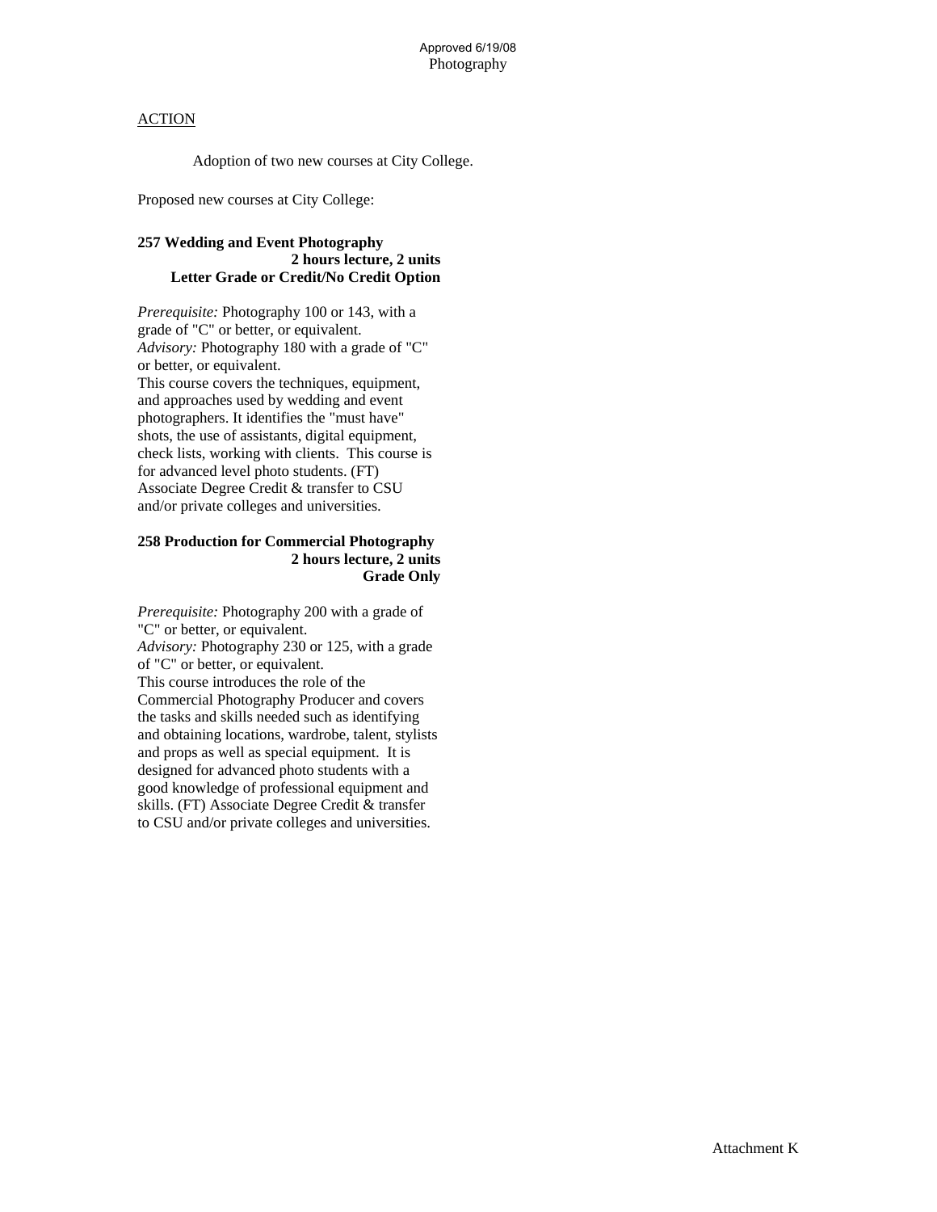Approved 6/19/08
Photography

ACTION

Adoption of two new courses at City College.

Proposed new courses at City College:

**257 Wedding and Event Photography**
**2 hours lecture, 2 units**
**Letter Grade or Credit/No Credit Option**

*Prerequisite:* Photography 100 or 143, with a grade of "C" or better, or equivalent.
*Advisory:* Photography 180 with a grade of "C" or better, or equivalent.
This course covers the techniques, equipment, and approaches used by wedding and event photographers. It identifies the "must have" shots, the use of assistants, digital equipment, check lists, working with clients. This course is for advanced level photo students. (FT) Associate Degree Credit & transfer to CSU and/or private colleges and universities.

**258 Production for Commercial Photography**
**2 hours lecture, 2 units**
**Grade Only**

*Prerequisite:* Photography 200 with a grade of "C" or better, or equivalent.
*Advisory:* Photography 230 or 125, with a grade of "C" or better, or equivalent.
This course introduces the role of the Commercial Photography Producer and covers the tasks and skills needed such as identifying and obtaining locations, wardrobe, talent, stylists and props as well as special equipment. It is designed for advanced photo students with a good knowledge of professional equipment and skills. (FT) Associate Degree Credit & transfer to CSU and/or private colleges and universities.

Attachment K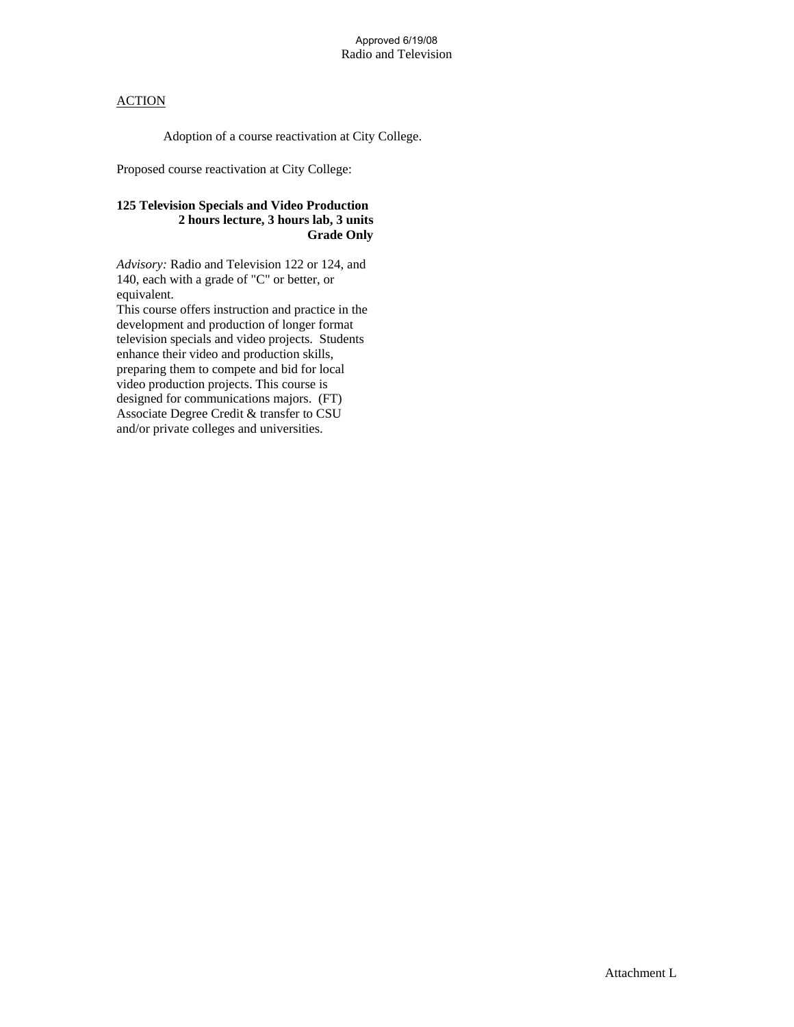Approved 6/19/08
Radio and Television

ACTION

Adoption of a course reactivation at City College.

Proposed course reactivation at City College:

**125 Television Specials and Video Production**
**2 hours lecture, 3 hours lab, 3 units**
**Grade Only**

*Advisory:* Radio and Television 122 or 124, and 140, each with a grade of "C" or better, or equivalent.
This course offers instruction and practice in the development and production of longer format television specials and video projects. Students enhance their video and production skills, preparing them to compete and bid for local video production projects. This course is designed for communications majors. (FT)
Associate Degree Credit & transfer to CSU and/or private colleges and universities.

Attachment L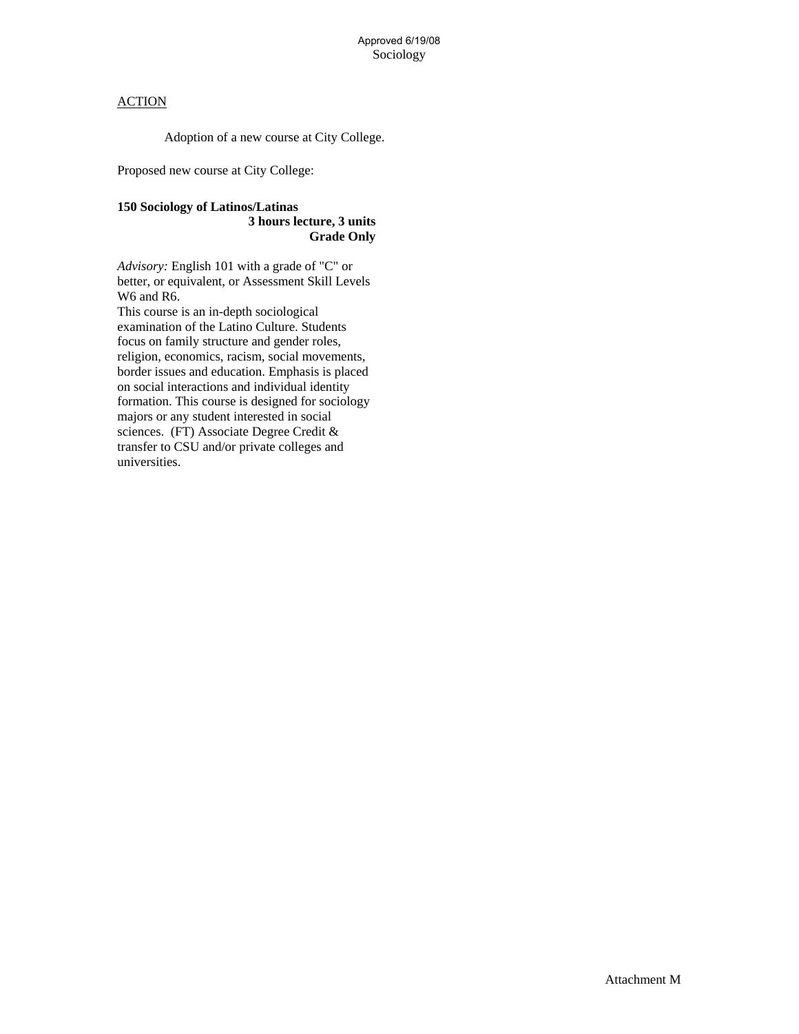Approved 6/19/08
Sociology

ACTION

Adoption of a new course at City College.

Proposed new course at City College:

**150 Sociology of Latinos/Latinas**
**3 hours lecture, 3 units**
**Grade Only**

*Advisory:* English 101 with a grade of "C" or better, or equivalent, or Assessment Skill Levels W6 and R6.
This course is an in-depth sociological examination of the Latino Culture. Students focus on family structure and gender roles, religion, economics, racism, social movements, border issues and education. Emphasis is placed on social interactions and individual identity formation. This course is designed for sociology majors or any student interested in social sciences. (FT) Associate Degree Credit & transfer to CSU and/or private colleges and universities.

Attachment M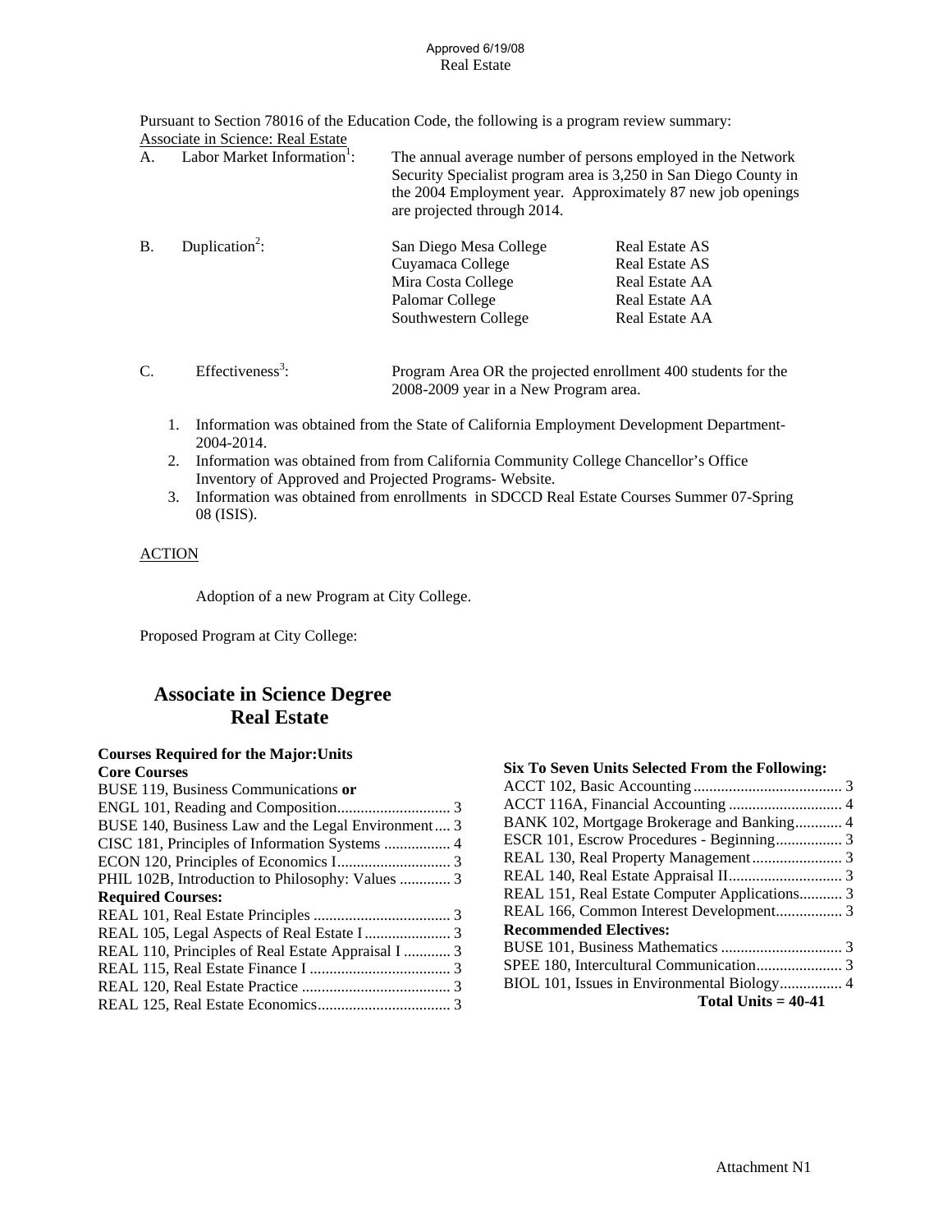Approved 6/19/08
Real Estate

Pursuant to Section 78016 of the Education Code, the following is a program review summary:

Associate in Science: Real Estate

A. Labor Market Information[1]: The annual average number of persons employed in the Network Security Specialist program area is 3,250 in San Diego County in the 2004 Employment year. Approximately 87 new job openings are projected through 2014.

B. Duplication[2]:

| | |
|---|---|
| San Diego Mesa College | Real Estate AS |
| Cuyamaca College | Real Estate AS |
| Mira Costa College | Real Estate AA |
| Palomar College | Real Estate AA |
| Southwestern College | Real Estate AA |

C. Effectiveness[3]: Program Area OR the projected enrollment 400 students for the 2008-2009 year in a New Program area.

1. Information was obtained from the State of California Employment Development Department- 2004-2014.
2. Information was obtained from from California Community College Chancellor's Office Inventory of Approved and Projected Programs- Website.
3. Information was obtained from enrollments in SDCCD Real Estate Courses Summer 07-Spring 08 (ISIS).

ACTION

Adoption of a new Program at City College.

Proposed Program at City College:

# Associate in Science Degree
# Real Estate

**Courses Required for the Major:Units**

**Core Courses**

BUSE 119, Business Communications **or**
ENGL 101, Reading and Composition............................ 3
BUSE 140, Business Law and the Legal Environment.... 3
CISC 181, Principles of Information Systems ................ 4
ECON 120, Principles of Economics I............................ 3
PHIL 102B, Introduction to Philosophy: Values ............. 3

**Required Courses:**

REAL 101, Real Estate Principles ................................... 3
REAL 105, Legal Aspects of Real Estate I ...................... 3
REAL 110, Principles of Real Estate Appraisal I ............ 3
REAL 115, Real Estate Finance I .................................... 3
REAL 120, Real Estate Practice ...................................... 3
REAL 125, Real Estate Economics.................................. 3

**Six To Seven Units Selected From the Following:**

ACCT 102, Basic Accounting...................................... 3
ACCT 116A, Financial Accounting ............................. 4
BANK 102, Mortgage Brokerage and Banking............ 4
ESCR 101, Escrow Procedures - Beginning................. 3
REAL 130, Real Property Management....................... 3
REAL 140, Real Estate Appraisal II............................. 3
REAL 151, Real Estate Computer Applications........... 3
REAL 166, Common Interest Development................. 3

**Recommended Electives:**

BUSE 101, Business Mathematics ............................... 3
SPEE 180, Intercultural Communication...................... 3
BIOL 101, Issues in Environmental Biology................ 4

**Total Units = 40-41**

Attachment N1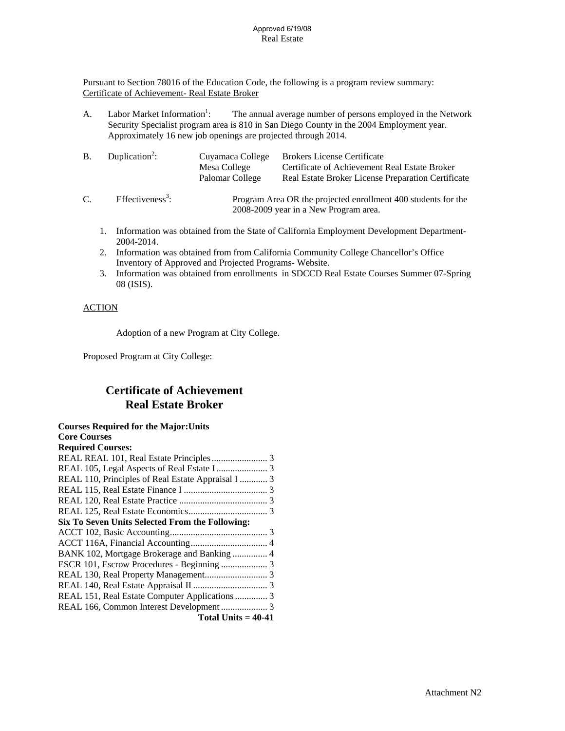Approved 6/19/08
Real Estate

Pursuant to Section 78016 of the Education Code, the following is a program review summary:
Certificate of Achievement- Real Estate Broker

A. Labor Market Information[1]: The annual average number of persons employed in the Network Security Specialist program area is 810 in San Diego County in the 2004 Employment year. Approximately 16 new job openings are projected through 2014.

B. Duplication[2]:

| | |
|---|---|
| Cuyamaca College | Brokers License Certificate |
| Mesa College | Certificate of Achievement Real Estate Broker |
| Palomar College | Real Estate Broker License Preparation Certificate |

C. Effectiveness[3]: Program Area OR the projected enrollment 400 students for the 2008-2009 year in a New Program area.

1. Information was obtained from the State of California Employment Development Department- 2004-2014.
2. Information was obtained from from California Community College Chancellor's Office Inventory of Approved and Projected Programs- Website.
3. Information was obtained from enrollments in SDCCD Real Estate Courses Summer 07-Spring 08 (ISIS).

ACTION

Adoption of a new Program at City College.

Proposed Program at City College:

## Certificate of Achievement
## Real Estate Broker

**Courses Required for the Major:Units**
**Core Courses**
**Required Courses:**

REAL REAL 101, Real Estate Principles ........................ 3
REAL 105, Legal Aspects of Real Estate I ...................... 3
REAL 110, Principles of Real Estate Appraisal I ............ 3
REAL 115, Real Estate Finance I .................................... 3
REAL 120, Real Estate Practice ...................................... 3
REAL 125, Real Estate Economics.................................. 3

**Six To Seven Units Selected From the Following:**

ACCT 102, Basic Accounting.......................................... 3
ACCT 116A, Financial Accounting................................. 4
BANK 102, Mortgage Brokerage and Banking ............... 4
ESCR 101, Escrow Procedures - Beginning .................... 3
REAL 130, Real Property Management........................... 3
REAL 140, Real Estate Appraisal II ................................ 3
REAL 151, Real Estate Computer Applications .............. 3
REAL 166, Common Interest Development .................... 3

**Total Units = 40-41**

Attachment N2